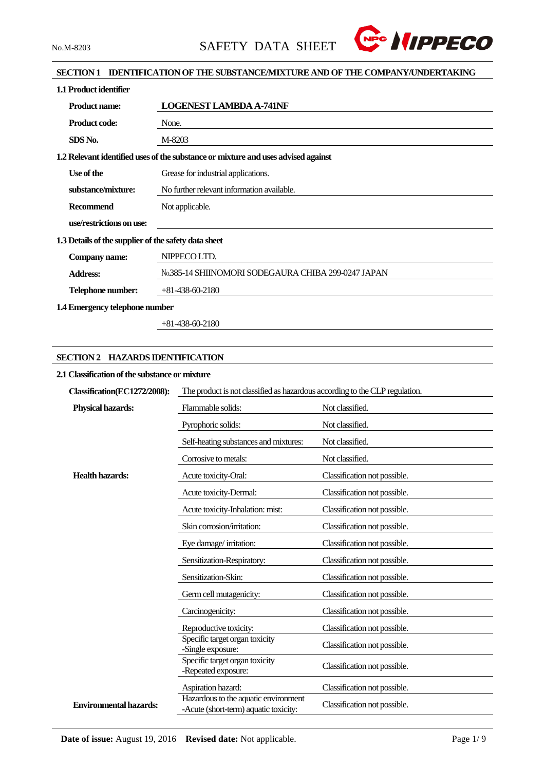No.M-8203

# SAFETY DATA SHEET

## SECTION 1 IDENTIFICATION OF THE SUBSTANCE/MIXTURE AND OF THE COMPANY/UNDERTAKING

### 1.1 Product identifier

| | |
|---|---|
| **Product name:** | **LOGENEST LAMBDA A-741NF** |
| **Product code:** | None. |
| **SDS No.** | M-8203 |

### 1.2 Relevant identified uses of the substance or mixture and uses advised against

| | |
|---|---|
| **Use of the substance/mixture:** | Grease for industrial applications. No further relevant information available. |
| **Recommend use/restrictions on use:** | Not applicable. |

### 1.3 Details of the supplier of the safety data sheet

| | |
|---|---|
| **Company name:** | NIPPECO LTD. |
| **Address:** | №385-14 SHIINOMORI SODEGAURA CHIBA 299-0247 JAPAN |
| **Telephone number:** | +81-438-60-2180 |

### 1.4 Emergency telephone number

+81-438-60-2180

## SECTION 2 HAZARDS IDENTIFICATION

### 2.1 Classification of the substance or mixture

**Classification(EC1272/2008):** The product is not classified as hazardous according to the CLP regulation.

| | | |
|---|---|---|
| **Physical hazards:** | Flammable solids: | Not classified. |
| | Pyrophoric solids: | Not classified. |
| | Self-heating substances and mixtures: | Not classified. |
| | Corrosive to metals: | Not classified. |
| **Health hazards:** | Acute toxicity-Oral: | Classification not possible. |
| | Acute toxicity-Dermal: | Classification not possible. |
| | Acute toxicity-Inhalation: mist: | Classification not possible. |
| | Skin corrosion/irritation: | Classification not possible. |
| | Eye damage/ irritation: | Classification not possible. |
| | Sensitization-Respiratory: | Classification not possible. |
| | Sensitization-Skin: | Classification not possible. |
| | Germ cell mutagenicity: | Classification not possible. |
| | Carcinogenicity: | Classification not possible. |
| | Reproductive toxicity: | Classification not possible. |
| | Specific target organ toxicity -Single exposure: | Classification not possible. |
| | Specific target organ toxicity -Repeated exposure: | Classification not possible. |
| | Aspiration hazard: | Classification not possible. |
| **Environmental hazards:** | Hazardous to the aquatic environment -Acute (short-term) aquatic toxicity: | Classification not possible. |

**Date of issue:** August 19, 2016 **Revised date:** Not applicable.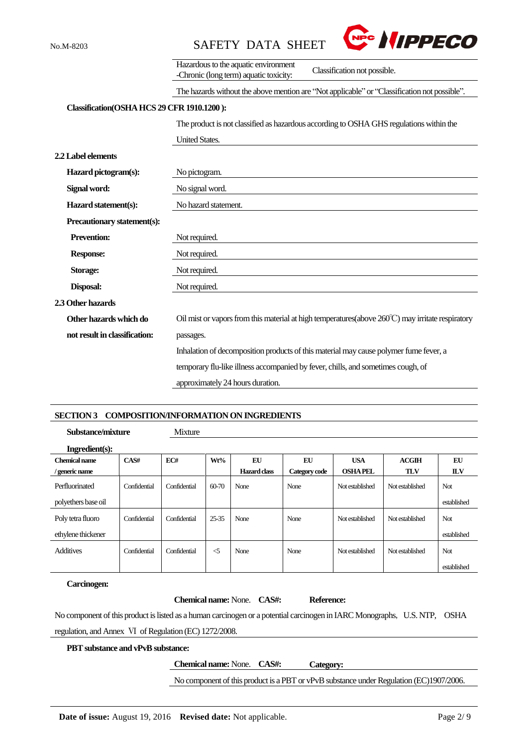| | |
|---|---|
| Hazardous to the aquatic environment -Chronic (long term) aquatic toxicity: | Classification not possible. |

The hazards without the above mention are “Not applicable” or “Classification not possible”.

**Classification(OSHA HCS 29 CFR 1910.1200 ):**

The product is not classified as hazardous according to OSHA GHS regulations within the United States.

**2.2 Label elements**

**Hazard pictogram(s):** No pictogram.

**Signal word:** No signal word.

**Hazard statement(s):** No hazard statement.

**Precautionary statement(s):**

**Prevention:** Not required.

**Response:** Not required.

**Storage:** Not required.

**Disposal:** Not required.

**2.3 Other hazards**

**Other hazards which do not result in classification:** Oil mist or vapors from this material at high temperatures(above 260℃) may irritate respiratory passages.

Inhalation of decomposition products of this material may cause polymer fume fever, a temporary flu-like illness accompanied by fever, chills, and sometimes cough, of approximately 24 hours duration.

## SECTION 3 COMPOSITION/INFORMATION ON INGREDIENTS

**Substance/mixture** Mixture

**Ingredient(s):**

| Chemical name / generic name | CAS# | EC# | Wt% | EU Hazard class | EU Category code | USA OSHA PEL | ACGIH TLV | EU ILV |
|---|---|---|---|---|---|---|---|---|
| Perfluorinated polyethers base oil | Confidential | Confidential | 60-70 | None | None | Not established | Not established | Not established |
| Poly tetra fluoro ethylene thickener | Confidential | Confidential | 25-35 | None | None | Not established | Not established | Not established |
| Additives | Confidential | Confidential | <5 | None | None | Not established | Not established | Not established |

**Carcinogen:**

**Chemical name:** None. **CAS#:** **Reference:**

No component of this product is listed as a human carcinogen or a potential carcinogen in IARC Monographs, U.S. NTP, OSHA regulation, and Annex Ⅵ of Regulation (EC) 1272/2008.

**PBT substance and vPvB substance:**

**Chemical name:** None. **CAS#:** **Category:**

No component of this product is a PBT or vPvB substance under Regulation (EC)1907/2006.

**Date of issue:** August 19, 2016 **Revised date:** Not applicable.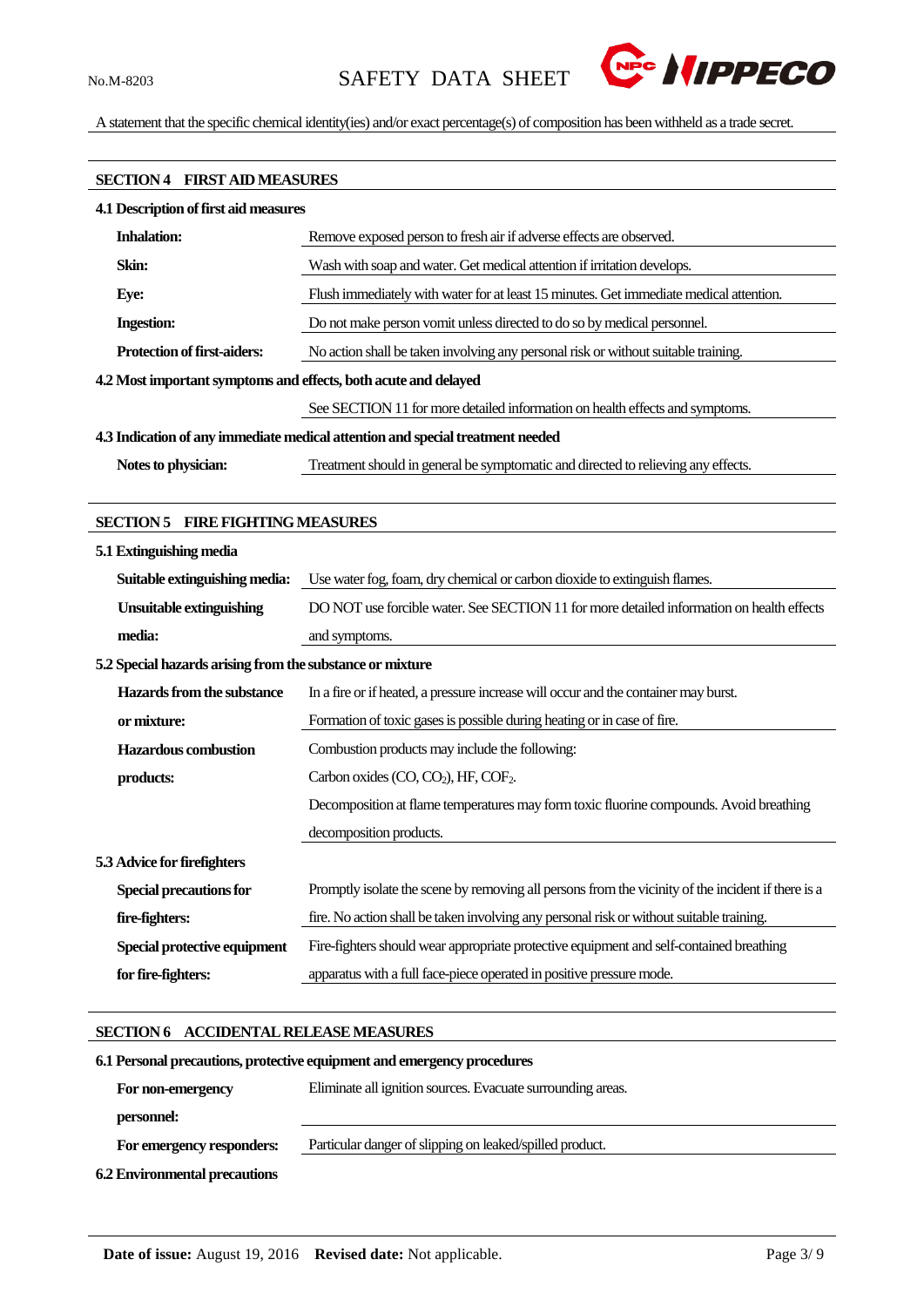A statement that the specific chemical identity(ies) and/or exact percentage(s) of composition has been withheld as a trade secret.

## SECTION 4 FIRST AID MEASURES

### 4.1 Description of first aid measures

| | |
|---|---|
| **Inhalation:** | Remove exposed person to fresh air if adverse effects are observed. |
| **Skin:** | Wash with soap and water. Get medical attention if irritation develops. |
| **Eye:** | Flush immediately with water for at least 15 minutes. Get immediate medical attention. |
| **Ingestion:** | Do not make person vomit unless directed to do so by medical personnel. |
| **Protection of first-aiders:** | No action shall be taken involving any personal risk or without suitable training. |

### 4.2 Most important symptoms and effects, both acute and delayed

See SECTION 11 for more detailed information on health effects and symptoms.

### 4.3 Indication of any immediate medical attention and special treatment needed

| | |
|---|---|
| **Notes to physician:** | Treatment should in general be symptomatic and directed to relieving any effects. |

## SECTION 5 FIRE FIGHTING MEASURES

### 5.1 Extinguishing media

| | |
|---|---|
| **Suitable extinguishing media:** | Use water fog, foam, dry chemical or carbon dioxide to extinguish flames. |
| **Unsuitable extinguishing media:** | DO NOT use forcible water. See SECTION 11 for more detailed information on health effects and symptoms. |

### 5.2 Special hazards arising from the substance or mixture

| | |
|---|---|
| **Hazards from the substance or mixture:** | In a fire or if heated, a pressure increase will occur and the container may burst. Formation of toxic gases is possible during heating or in case of fire. |
| **Hazardous combustion products:** | Combustion products may include the following: Carbon oxides ($CO$, $CO_2$), HF, $COF_2$. Decomposition at flame temperatures may form toxic fluorine compounds. Avoid breathing decomposition products. |

### 5.3 Advice for firefighters

| | |
|---|---|
| **Special precautions for fire-fighters:** | Promptly isolate the scene by removing all persons from the vicinity of the incident if there is a fire. No action shall be taken involving any personal risk or without suitable training. |
| **Special protective equipment for fire-fighters:** | Fire-fighters should wear appropriate protective equipment and self-contained breathing apparatus with a full face-piece operated in positive pressure mode. |

## SECTION 6 ACCIDENTAL RELEASE MEASURES

### 6.1 Personal precautions, protective equipment and emergency procedures

| | |
|---|---|
| **For non-emergency personnel:** | Eliminate all ignition sources. Evacuate surrounding areas. |
| **For emergency responders:** | Particular danger of slipping on leaked/spilled product. |

### 6.2 Environmental precautions

**Date of issue:** August 19, 2016 **Revised date:** Not applicable.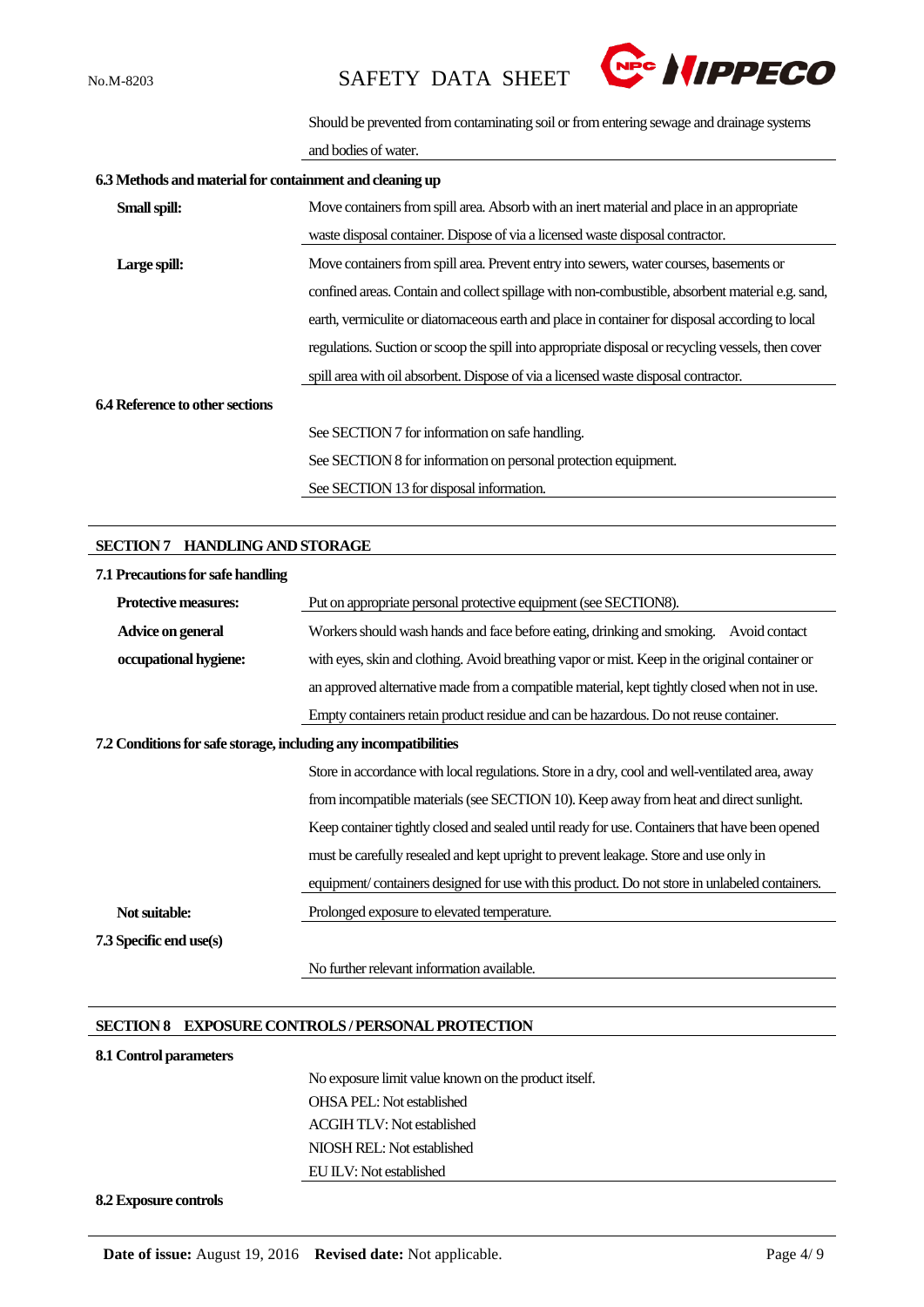Should be prevented from contaminating soil or from entering sewage and drainage systems and bodies of water.

**6.3 Methods and material for containment and cleaning up**

**Small spill:** Move containers from spill area. Absorb with an inert material and place in an appropriate waste disposal container. Dispose of via a licensed waste disposal contractor.

**Large spill:** Move containers from spill area. Prevent entry into sewers, water courses, basements or confined areas. Contain and collect spillage with non-combustible, absorbent material e.g. sand, earth, vermiculite or diatomaceous earth and place in container for disposal according to local regulations. Suction or scoop the spill into appropriate disposal or recycling vessels, then cover spill area with oil absorbent. Dispose of via a licensed waste disposal contractor.

**6.4 Reference to other sections**

See SECTION 7 for information on safe handling.
See SECTION 8 for information on personal protection equipment.
See SECTION 13 for disposal information.

## SECTION 7 HANDLING AND STORAGE

**7.1 Precautions for safe handling**

**Protective measures:** Put on appropriate personal protective equipment (see SECTION8).

**Advice on general occupational hygiene:** Workers should wash hands and face before eating, drinking and smoking. Avoid contact with eyes, skin and clothing. Avoid breathing vapor or mist. Keep in the original container or an approved alternative made from a compatible material, kept tightly closed when not in use. Empty containers retain product residue and can be hazardous. Do not reuse container.

**7.2 Conditions for safe storage, including any incompatibilities**

Store in accordance with local regulations. Store in a dry, cool and well-ventilated area, away from incompatible materials (see SECTION 10). Keep away from heat and direct sunlight. Keep container tightly closed and sealed until ready for use. Containers that have been opened must be carefully resealed and kept upright to prevent leakage. Store and use only in equipment/ containers designed for use with this product. Do not store in unlabeled containers.

**Not suitable:** Prolonged exposure to elevated temperature.

**7.3 Specific end use(s)**

No further relevant information available.

## SECTION 8 EXPOSURE CONTROLS / PERSONAL PROTECTION

**8.1 Control parameters**

No exposure limit value known on the product itself.
OHSA PEL: Not established
ACGIH TLV: Not established
NIOSH REL: Not established
EU ILV: Not established

**8.2 Exposure controls**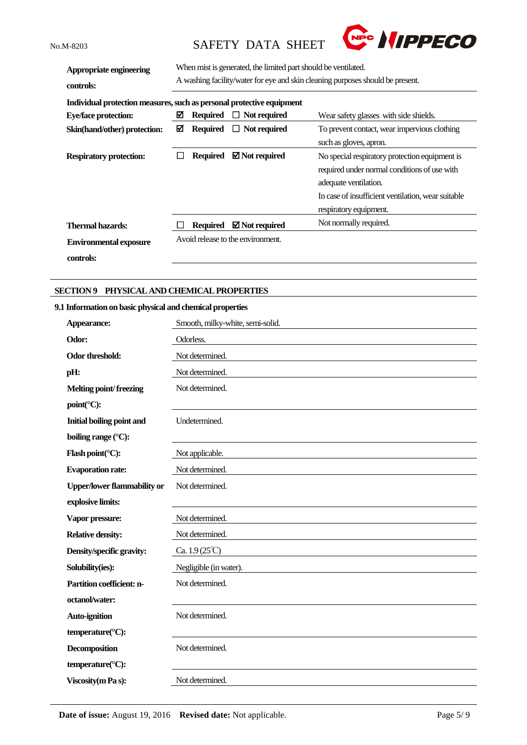| | |
|---|---|
| **Appropriate engineering controls:** | When mist is generated, the limited part should be ventilated.<br>A washing facility/water for eye and skin cleaning purposes should be present. |

**Individual protection measures, such as personal protective equipment**

| | | |
|---|---|---|
| **Eye/face protection:** | ☑ **Required** ☐ **Not required** | Wear safety glasses with side shields. |
| **Skin(hand/other) protection:** | ☑ **Required** ☐ **Not required** | To prevent contact, wear impervious clothing such as gloves, apron. |
| **Respiratory protection:** | ☐ **Required** ☑ **Not required** | No special respiratory protection equipment is required under normal conditions of use with adequate ventilation.<br>In case of insufficient ventilation, wear suitable respiratory equipment. |
| **Thermal hazards:** | ☐ **Required** ☑ **Not required** | Not normally required. |
| **Environmental exposure controls:** | Avoid release to the environment. | |

## SECTION 9 PHYSICAL AND CHEMICAL PROPERTIES

### 9.1 Information on basic physical and chemical properties

| | |
|---|---|
| **Appearance:** | Smooth, milky-white, semi-solid. |
| **Odor:** | Odorless. |
| **Odor threshold:** | Not determined. |
| **pH:** | Not determined. |
| **Melting point/ freezing point(°C):** | Not determined. |
| **Initial boiling point and boiling range (°C):** | Undetermined. |
| **Flash point(°C):** | Not applicable. |
| **Evaporation rate:** | Not determined. |
| **Upper/lower flammability or explosive limits:** | Not determined. |
| **Vapor pressure:** | Not determined. |
| **Relative density:** | Not determined. |
| **Density/specific gravity:** | Ca. 1.9 (25℃) |
| **Solubility(ies):** | Negligible (in water). |
| **Partition coefficient: n-octanol/water:** | Not determined. |
| **Auto-ignition temperature(°C):** | Not determined. |
| **Decomposition temperature(°C):** | Not determined. |
| **Viscosity(m Pa s):** | Not determined. |

**Date of issue:** August 19, 2016 **Revised date:** Not applicable.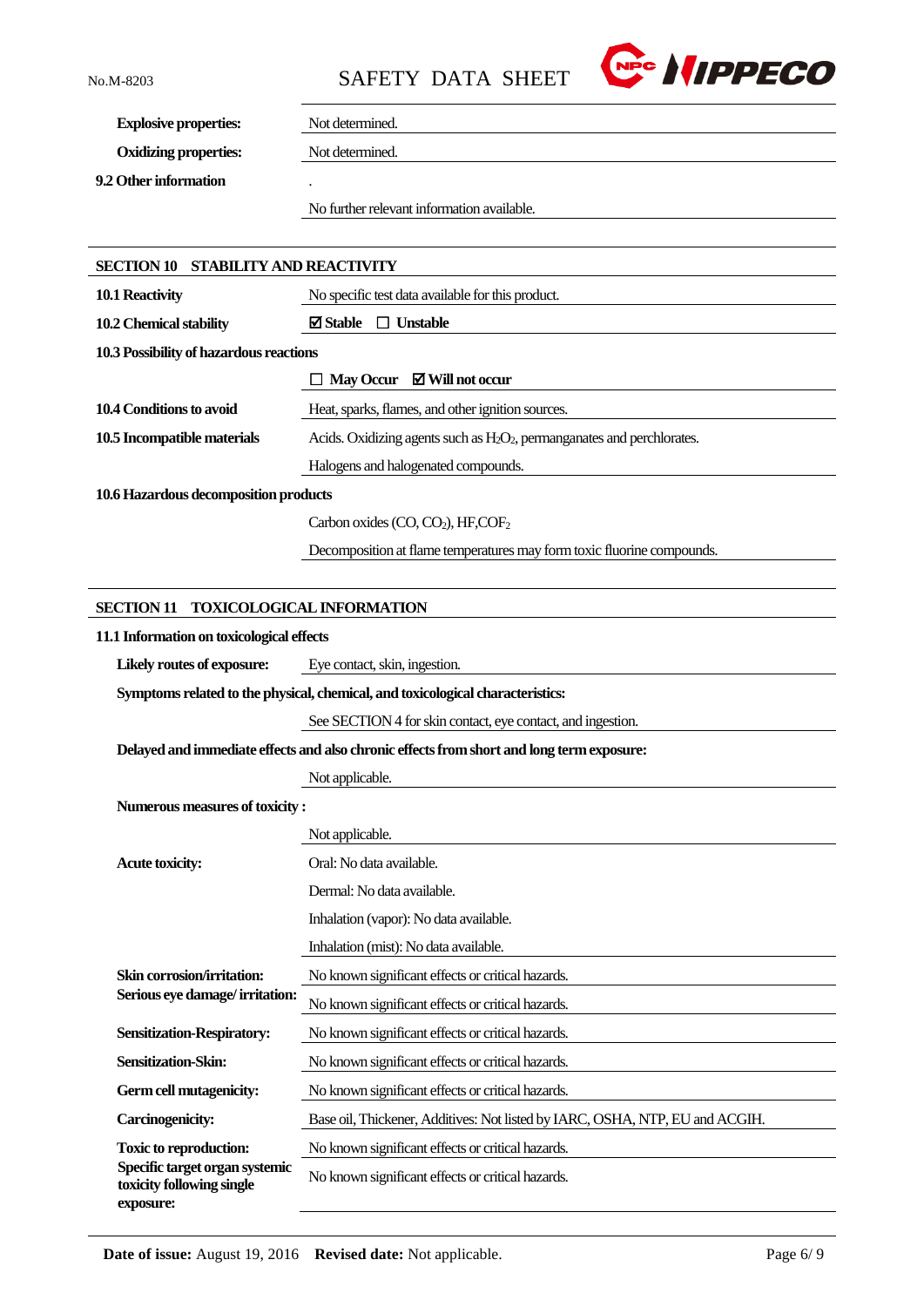| | |
|---|---|
| **Explosive properties:** | Not determined. |
| **Oxidizing properties:** | Not determined. |

**9.2 Other information**

.

No further relevant information available.

## SECTION 10 STABILITY AND REACTIVITY

| | |
|---|---|
| **10.1 Reactivity** | No specific test data available for this product. |
| **10.2 Chemical stability** | ☑ **Stable** ☐ **Unstable** |

**10.3 Possibility of hazardous reactions**

☐ **May Occur** ☑ **Will not occur**

| | |
|---|---|
| **10.4 Conditions to avoid** | Heat, sparks, flames, and other ignition sources. |
| **10.5 Incompatible materials** | Acids. Oxidizing agents such as $H_2O_2$, permanganates and perchlorates. |
| | Halogens and halogenated compounds. |

**10.6 Hazardous decomposition products**

Carbon oxides (CO, $CO_2$), HF,$COF_2$

Decomposition at flame temperatures may form toxic fluorine compounds.

## SECTION 11 TOXICOLOGICAL INFORMATION

**11.1 Information on toxicological effects**

**Likely routes of exposure:** Eye contact, skin, ingestion.

**Symptoms related to the physical, chemical, and toxicological characteristics:**

See SECTION 4 for skin contact, eye contact, and ingestion.

**Delayed and immediate effects and also chronic effects from short and long term exposure:**

Not applicable.

**Numerous measures of toxicity :**

Not applicable.

| | |
|---|---|
| **Acute toxicity:** | Oral: No data available. |
| | Dermal: No data available. |
| | Inhalation (vapor): No data available. |
| | Inhalation (mist): No data available. |
| **Skin corrosion/irritation:** | No known significant effects or critical hazards. |
| **Serious eye damage/ irritation:** | No known significant effects or critical hazards. |
| **Sensitization-Respiratory:** | No known significant effects or critical hazards. |
| **Sensitization-Skin:** | No known significant effects or critical hazards. |
| **Germ cell mutagenicity:** | No known significant effects or critical hazards. |
| **Carcinogenicity:** | Base oil, Thickener, Additives: Not listed by IARC, OSHA, NTP, EU and ACGIH. |
| **Toxic to reproduction:** | No known significant effects or critical hazards. |
| **Specific target organ systemic toxicity following single exposure:** | No known significant effects or critical hazards. |

**Date of issue:** August 19, 2016 **Revised date:** Not applicable.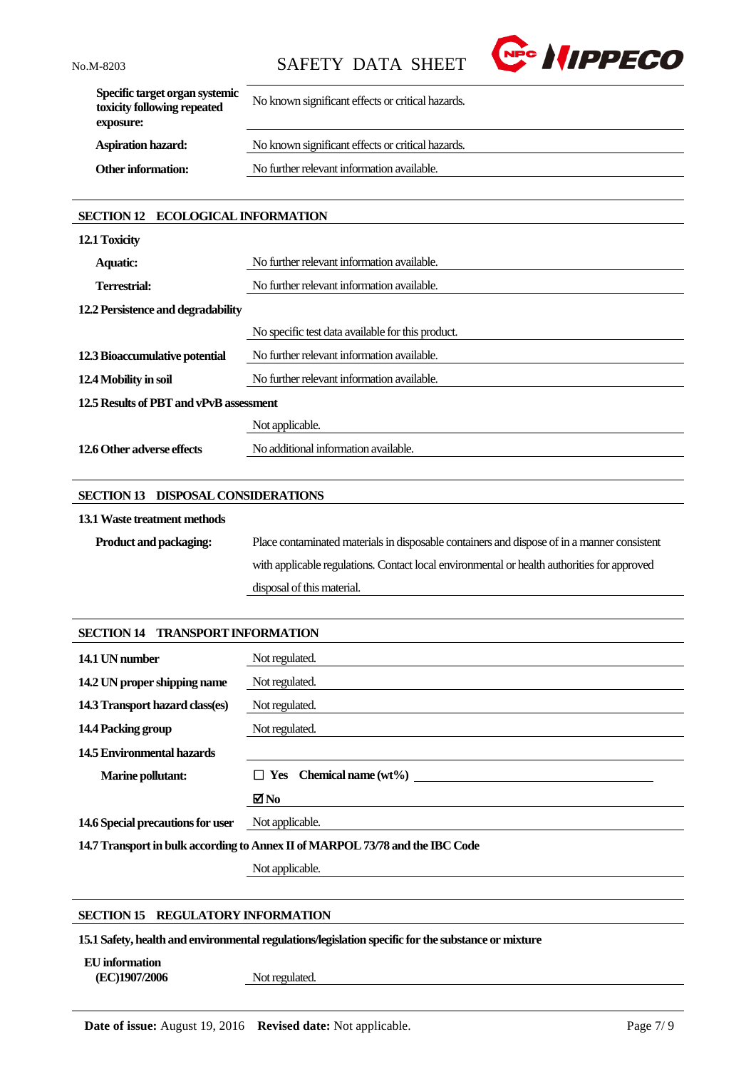| | |
|---|---|
| **Specific target organ systemic toxicity following repeated exposure:** | No known significant effects or critical hazards. |
| **Aspiration hazard:** | No known significant effects or critical hazards. |
| **Other information:** | No further relevant information available. |

## SECTION 12 ECOLOGICAL INFORMATION

**12.1 Toxicity**

| | |
|---|---|
| **Aquatic:** | No further relevant information available. |
| **Terrestrial:** | No further relevant information available. |

**12.2 Persistence and degradability**

No specific test data available for this product.

| | |
|---|---|
| **12.3 Bioaccumulative potential** | No further relevant information available. |
| **12.4 Mobility in soil** | No further relevant information available. |

**12.5 Results of PBT and vPvB assessment**

Not applicable.

| | |
|---|---|
| **12.6 Other adverse effects** | No additional information available. |

## SECTION 13 DISPOSAL CONSIDERATIONS

**13.1 Waste treatment methods**

| | |
|---|---|
| **Product and packaging:** | Place contaminated materials in disposable containers and dispose of in a manner consistent with applicable regulations. Contact local environmental or health authorities for approved disposal of this material. |

## SECTION 14 TRANSPORT INFORMATION

| | |
|---|---|
| **14.1 UN number** | Not regulated. |
| **14.2 UN proper shipping name** | Not regulated. |
| **14.3 Transport hazard class(es)** | Not regulated. |
| **14.4 Packing group** | Not regulated. |
| **14.5 Environmental hazards** | |
| **Marine pollutant:** | ☐ **Yes** **Chemical name (wt%)** ______ |
| | ☑ **No** |
| **14.6 Special precautions for user** | Not applicable. |

**14.7 Transport in bulk according to Annex II of MARPOL 73/78 and the IBC Code**

Not applicable.

## SECTION 15 REGULATORY INFORMATION

**15.1 Safety, health and environmental regulations/legislation specific for the substance or mixture**

**EU information**

| | |
|---|---|
| **(EC)1907/2006** | Not regulated. |

**Date of issue:** August 19, 2016 **Revised date:** Not applicable.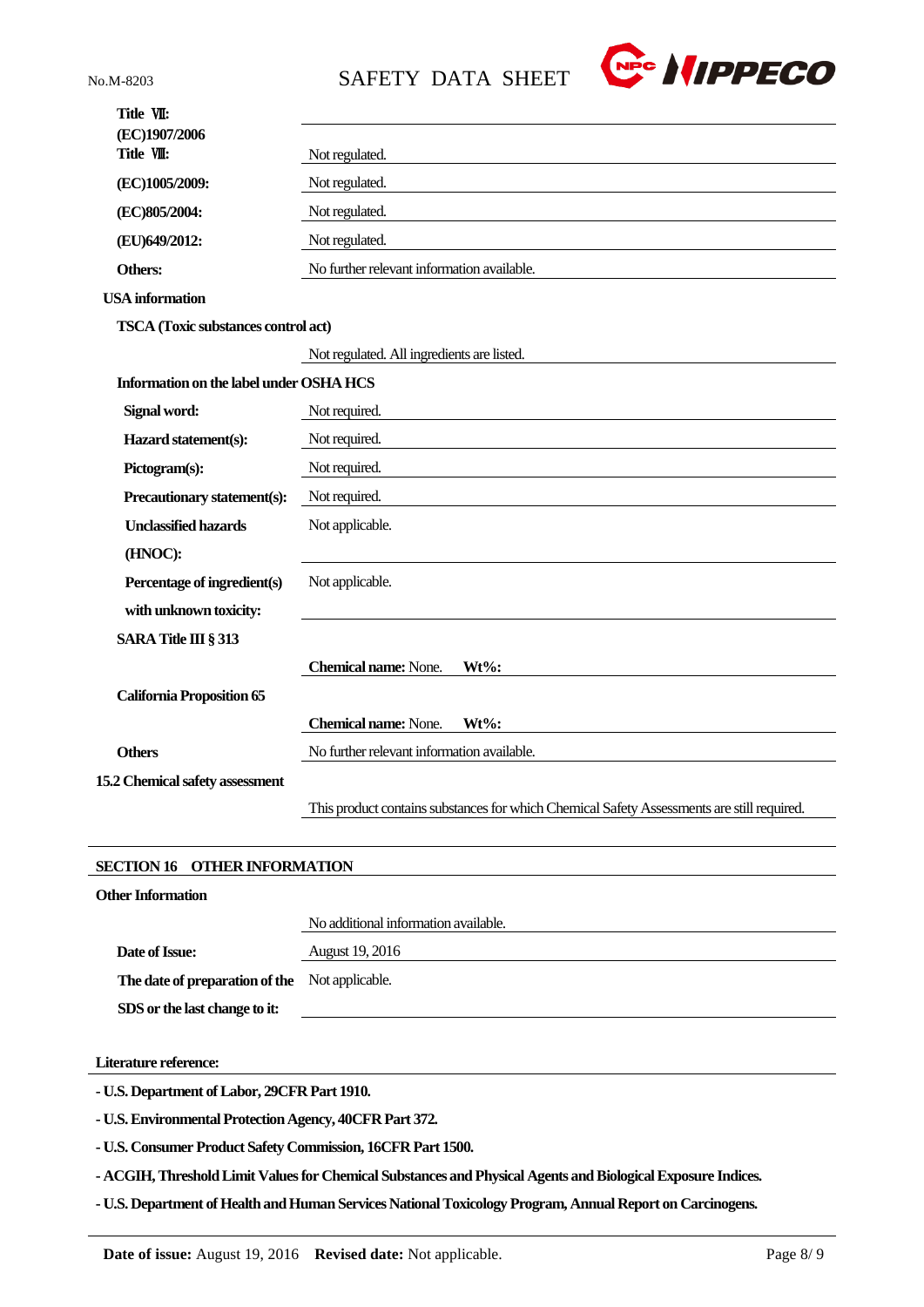| | |
|---|---|
| **Title Ⅶ:** | |
| **(EC)1907/2006** | |
| **Title Ⅷ:** | Not regulated. |
| **(EC)1005/2009:** | Not regulated. |
| **(EC)805/2004:** | Not regulated. |
| **(EU)649/2012:** | Not regulated. |
| **Others:** | No further relevant information available. |

**USA information**

**TSCA (Toxic substances control act)**

Not regulated. All ingredients are listed.

**Information on the label under OSHA HCS**

| | |
|---|---|
| **Signal word:** | Not required. |
| **Hazard statement(s):** | Not required. |
| **Pictogram(s):** | Not required. |
| **Precautionary statement(s):** | Not required. |
| **Unclassified hazards (HNOC):** | Not applicable. |
| **Percentage of ingredient(s) with unknown toxicity:** | Not applicable. |

**SARA Title III § 313**

**Chemical name:** None. **Wt%:**

**California Proposition 65**

**Chemical name:** None. **Wt%:**

**Others**

No further relevant information available.

**15.2 Chemical safety assessment**

This product contains substances for which Chemical Safety Assessments are still required.

## SECTION 16 OTHER INFORMATION

**Other Information**

No additional information available.

| | |
|---|---|
| **Date of Issue:** | August 19, 2016 |
| **The date of preparation of the SDS or the last change to it:** | Not applicable. |

**Literature reference:**

**- U.S. Department of Labor, 29CFR Part 1910.**

**- U.S. Environmental Protection Agency, 40CFR Part 372.**

**- U.S. Consumer Product Safety Commission, 16CFR Part 1500.**

**- ACGIH, Threshold Limit Values for Chemical Substances and Physical Agents and Biological Exposure Indices.**

**- U.S. Department of Health and Human Services National Toxicology Program, Annual Report on Carcinogens.**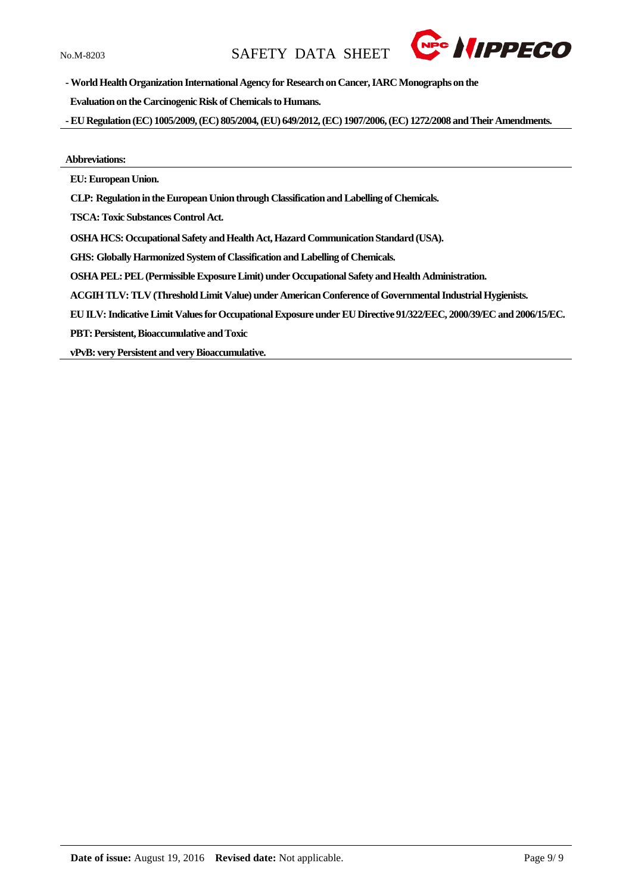- World Health Organization International Agency for Research on Cancer, IARC Monographs on the Evaluation on the Carcinogenic Risk of Chemicals to Humans.
- EU Regulation (EC) 1005/2009, (EC) 805/2004, (EU) 649/2012, (EC) 1907/2006, (EC) 1272/2008 and Their Amendments.

**Abbreviations:**

EU: European Union.

CLP: Regulation in the European Union through Classification and Labelling of Chemicals.

TSCA: Toxic Substances Control Act.

OSHA HCS: Occupational Safety and Health Act, Hazard Communication Standard (USA).

GHS: Globally Harmonized System of Classification and Labelling of Chemicals.

OSHA PEL: PEL (Permissible Exposure Limit) under Occupational Safety and Health Administration.

ACGIH TLV: TLV (Threshold Limit Value) under American Conference of Governmental Industrial Hygienists.

EU ILV: Indicative Limit Values for Occupational Exposure under EU Directive 91/322/EEC, 2000/39/EC and 2006/15/EC.

PBT: Persistent, Bioaccumulative and Toxic

vPvB: very Persistent and very Bioaccumulative.

**Date of issue:** August 19, 2016 **Revised date:** Not applicable.